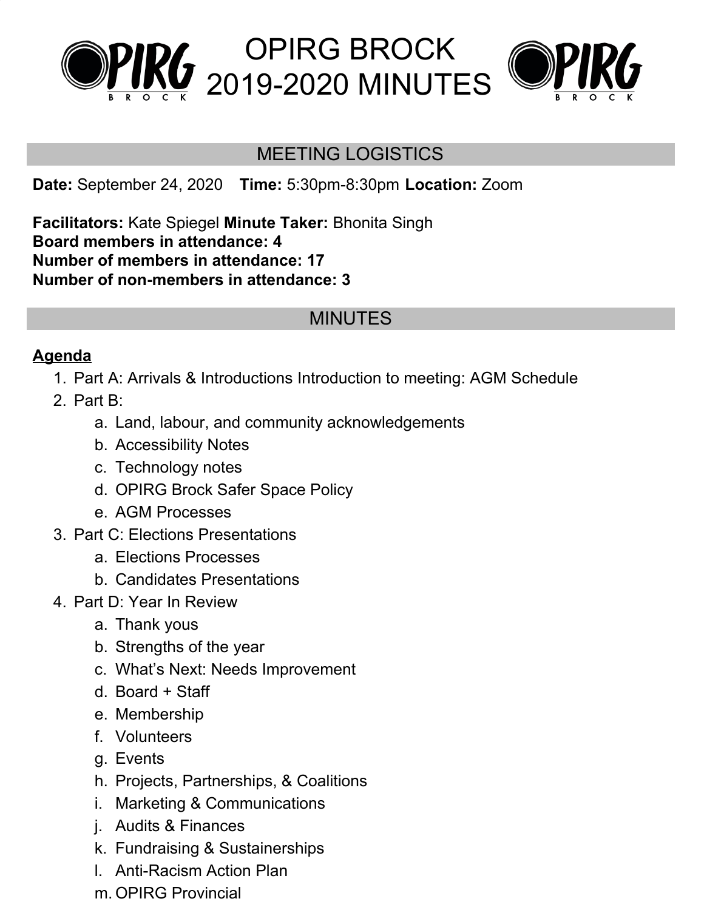# OPIRG BROCK 2019-2020 MINUTES

## MEETING LOGISTICS

**Date:** September 24, 2020 **Time:** 5:30pm-8:30pm **Location:** Zoom

**Facilitators:** Kate Spiegel **Minute Taker:** Bhonita Singh
**Board members in attendance: 4**
**Number of members in attendance: 17**
**Number of non-members in attendance: 3**

## MINUTES

**Agenda**

1. Part A: Arrivals & Introductions Introduction to meeting: AGM Schedule
2. Part B:
   a. Land, labour, and community acknowledgements
   b. Accessibility Notes
   c. Technology notes
   d. OPIRG Brock Safer Space Policy
   e. AGM Processes
3. Part C: Elections Presentations
   a. Elections Processes
   b. Candidates Presentations
4. Part D: Year In Review
   a. Thank yous
   b. Strengths of the year
   c. What's Next: Needs Improvement
   d. Board + Staff
   e. Membership
   f. Volunteers
   g. Events
   h. Projects, Partnerships, & Coalitions
   i. Marketing & Communications
   j. Audits & Finances
   k. Fundraising & Sustainerships
   l. Anti-Racism Action Plan
   m. OPIRG Provincial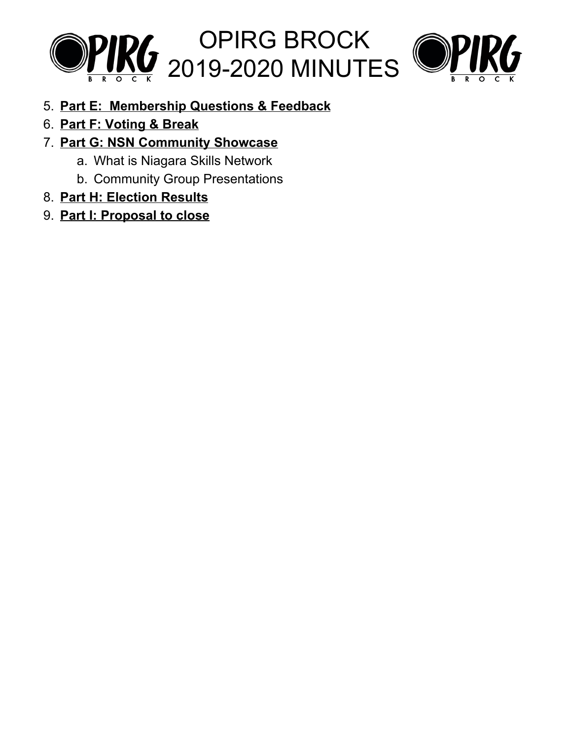5. **Part E:  Membership Questions & Feedback**
6. **Part F: Voting & Break**
7. **Part G: NSN Community Showcase**
    a. What is Niagara Skills Network
    b. Community Group Presentations
8. **Part H: Election Results**
9. **Part I: Proposal to close**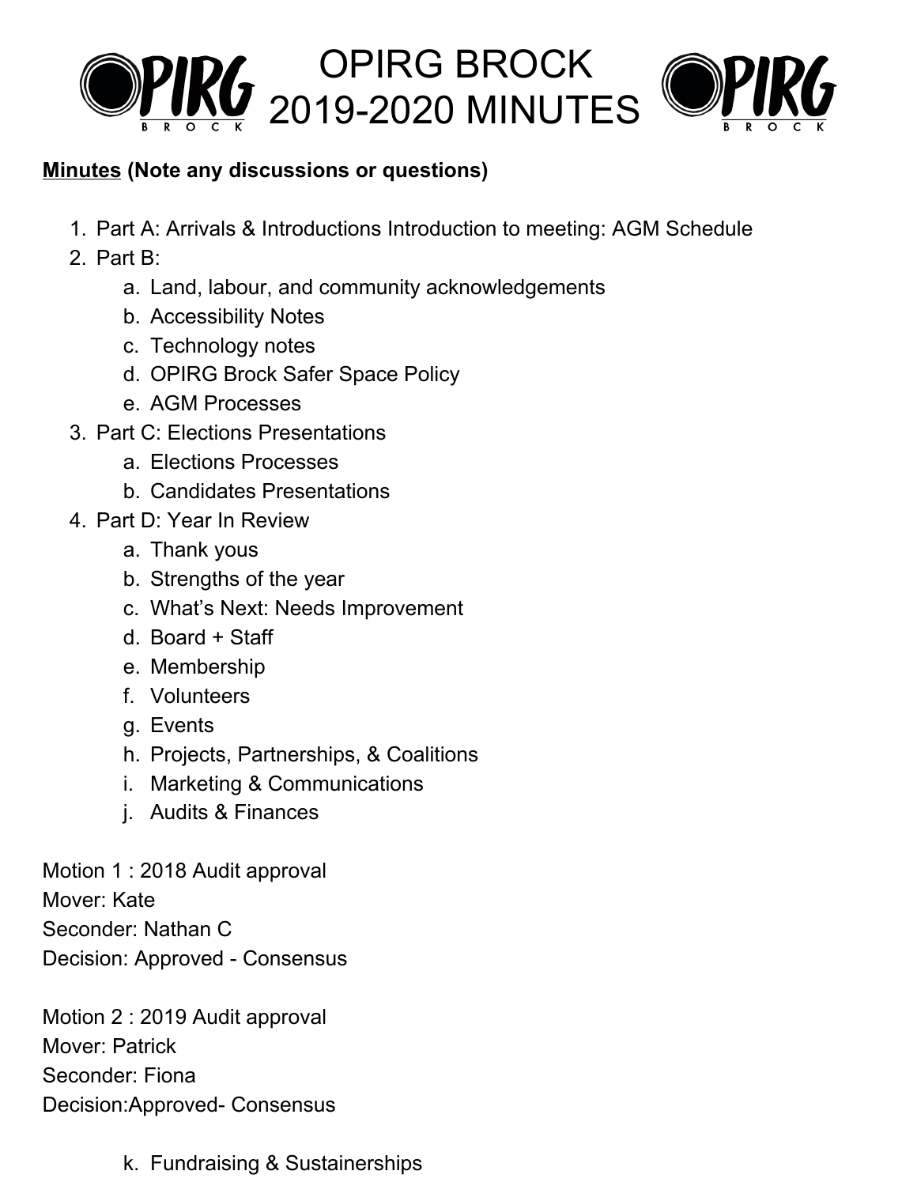# OPIRG BROCK 2019-2020 MINUTES

**Minutes (Note any discussions or questions)**

1. Part A: Arrivals & Introductions Introduction to meeting: AGM Schedule
2. Part B:
   a. Land, labour, and community acknowledgements
   b. Accessibility Notes
   c. Technology notes
   d. OPIRG Brock Safer Space Policy
   e. AGM Processes
3. Part C: Elections Presentations
   a. Elections Processes
   b. Candidates Presentations
4. Part D: Year In Review
   a. Thank yous
   b. Strengths of the year
   c. What's Next: Needs Improvement
   d. Board + Staff
   e. Membership
   f. Volunteers
   g. Events
   h. Projects, Partnerships, & Coalitions
   i. Marketing & Communications
   j. Audits & Finances

Motion 1 : 2018 Audit approval
Mover: Kate
Seconder: Nathan C
Decision: Approved - Consensus

Motion 2 : 2019 Audit approval
Mover: Patrick
Seconder: Fiona
Decision:Approved- Consensus

   k. Fundraising & Sustainerships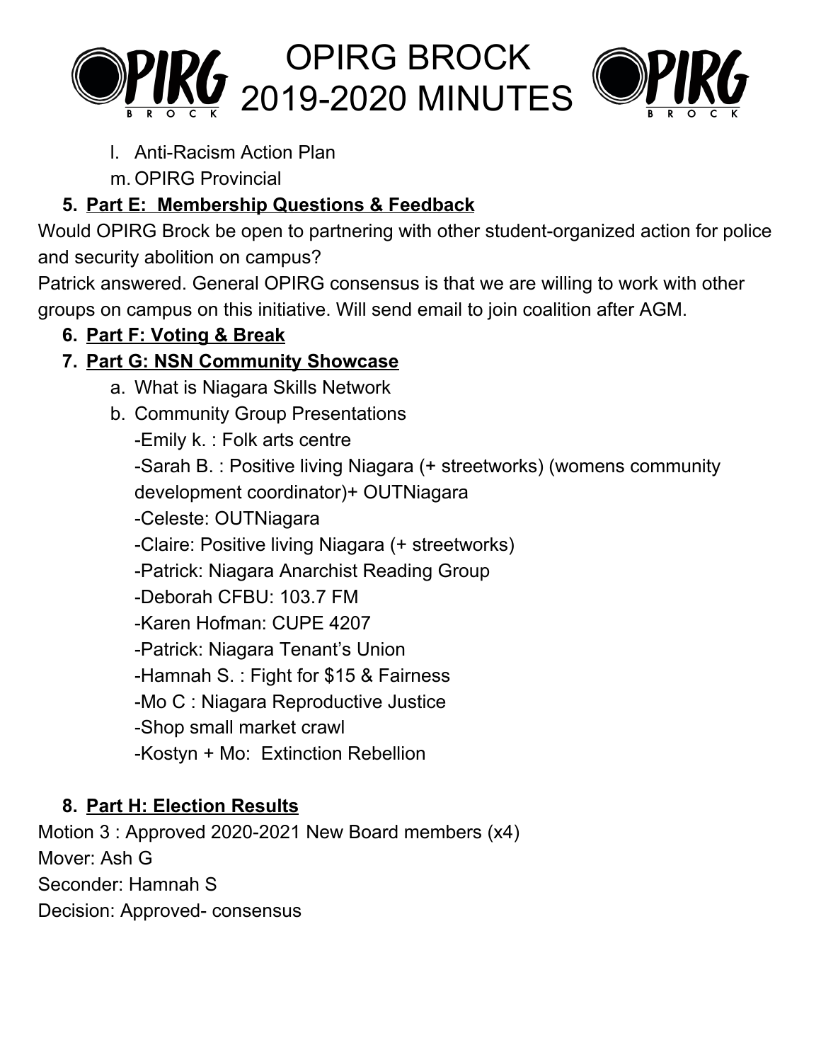l. Anti-Racism Action Plan
m. OPIRG Provincial

5. **Part E: Membership Questions & Feedback**

Would OPIRG Brock be open to partnering with other student-organized action for police and security abolition on campus?

Patrick answered. General OPIRG consensus is that we are willing to work with other groups on campus on this initiative. Will send email to join coalition after AGM.

6. **Part F: Voting & Break**
7. **Part G: NSN Community Showcase**
   a. What is Niagara Skills Network
   b. Community Group Presentations
      -Emily k. : Folk arts centre
      -Sarah B. : Positive living Niagara (+ streetworks) (womens community development coordinator)+ OUTNiagara
      -Celeste: OUTNiagara
      -Claire: Positive living Niagara (+ streetworks)
      -Patrick: Niagara Anarchist Reading Group
      -Deborah CFBU: 103.7 FM
      -Karen Hofman: CUPE 4207
      -Patrick: Niagara Tenant's Union
      -Hamnah S. : Fight for $15 & Fairness
      -Mo C : Niagara Reproductive Justice
      -Shop small market crawl
      -Kostyn + Mo: Extinction Rebellion

8. **Part H: Election Results**

Motion 3 : Approved 2020-2021 New Board members (x4)
Mover: Ash G
Seconder: Hamnah S
Decision: Approved- consensus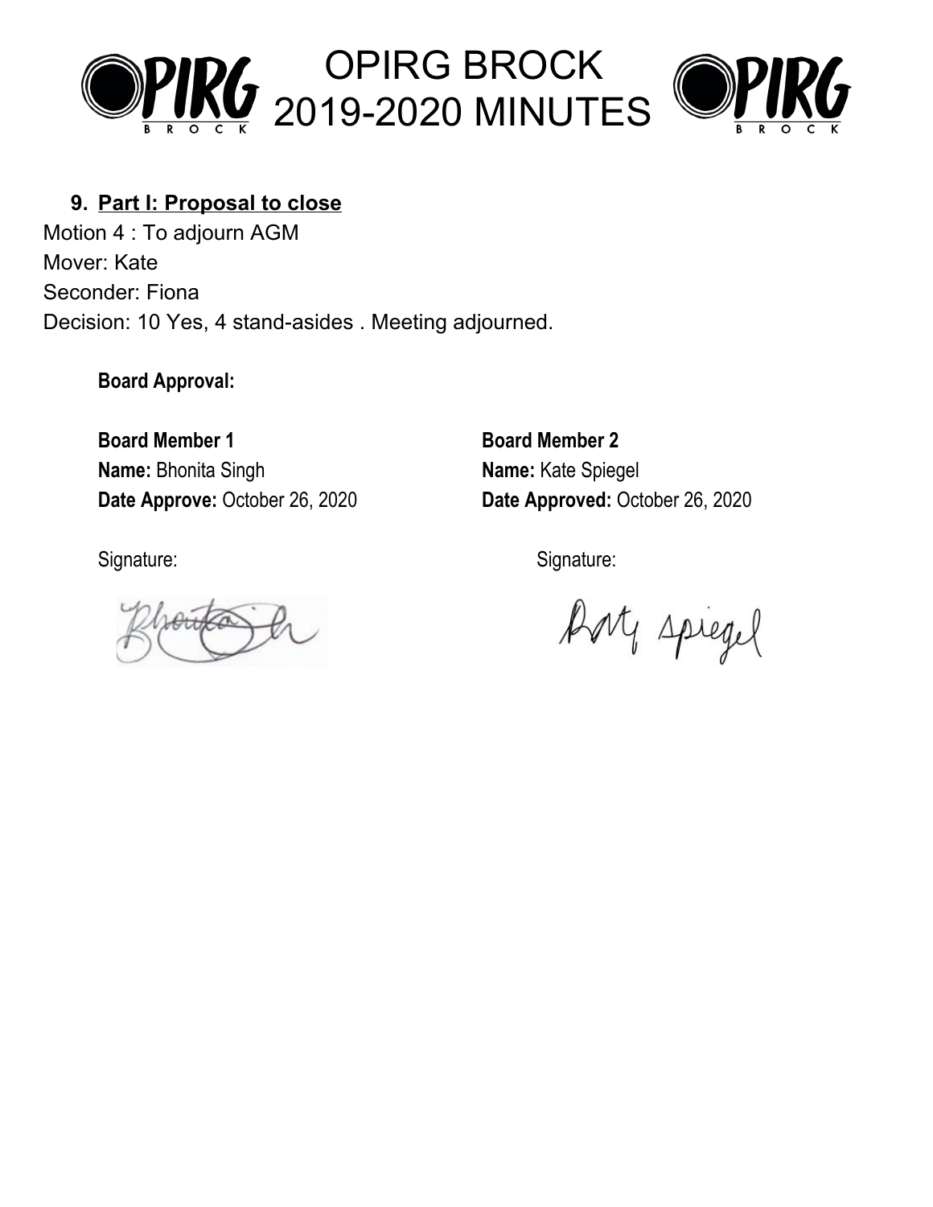### 9. Part I: Proposal to close

Motion 4 : To adjourn AGM
Mover: Kate
Seconder: Fiona
Decision: 10 Yes, 4 stand-asides . Meeting adjourned.

**Board Approval:**

**Board Member 1**
**Name:** Bhonita Singh
**Date Approve:** October 26, 2020

Signature:

**Board Member 2**
**Name:** Kate Spiegel
**Date Approved:** October 26, 2020

Signature: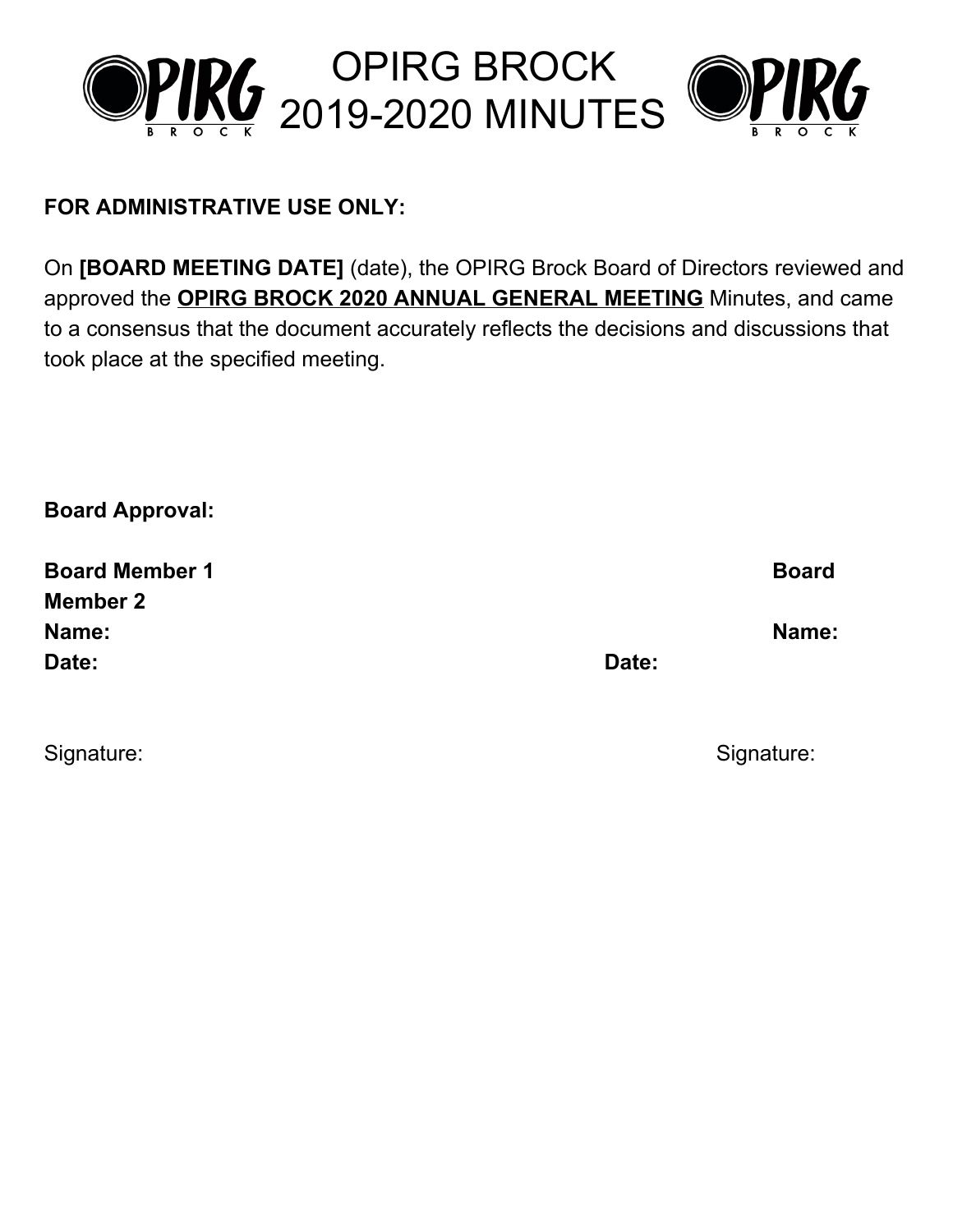# OPIRG BROCK 2019-2020 MINUTES

**FOR ADMINISTRATIVE USE ONLY:**

On **[BOARD MEETING DATE]** (date), the OPIRG Brock Board of Directors reviewed and approved the **OPIRG BROCK 2020 ANNUAL GENERAL MEETING** Minutes, and came to a consensus that the document accurately reflects the decisions and discussions that took place at the specified meeting.

**Board Approval:**

| | |
|---|---|
| **Board Member 1** | **Board Member 2** |
| **Name:** | **Name:** |
| **Date:** | **Date:** |
| Signature: | Signature: |